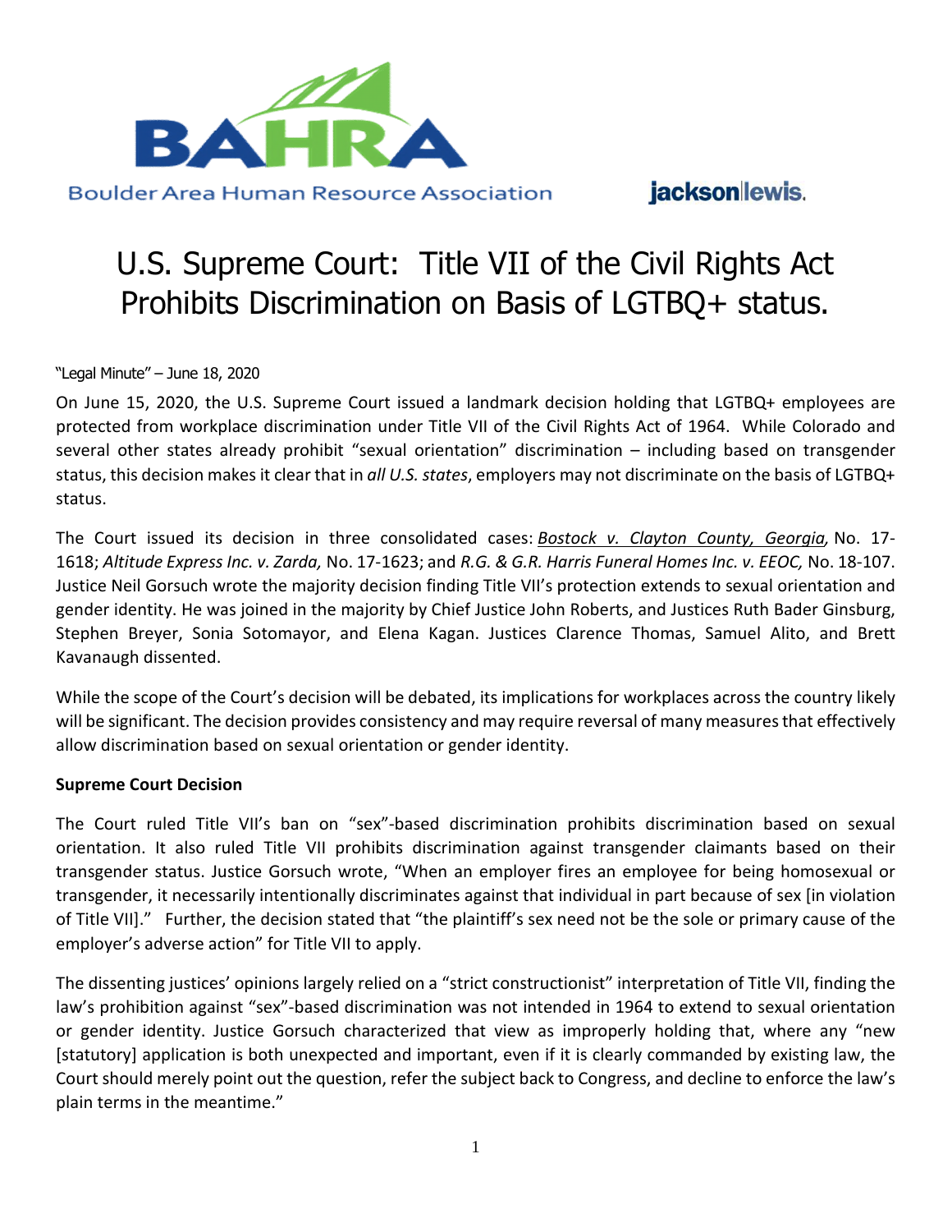Boulder Area Human Resource Association

jackson lewis.

# U.S. Supreme Court: Title VII of the Civil Rights Act Prohibits Discrimination on Basis of LGTBQ+ status.

"Legal Minute" – June 18, 2020

On June 15, 2020, the U.S. Supreme Court issued a landmark decision holding that LGTBQ+ employees are protected from workplace discrimination under Title VII of the Civil Rights Act of 1964. While Colorado and several other states already prohibit "sexual orientation" discrimination – including based on transgender status, this decision makes it clear that in *all U.S. states*, employers may not discriminate on the basis of LGTBQ+ status.

The Court issued its decision in three consolidated cases: *Bostock v. Clayton County, Georgia,* No. 17-1618; *Altitude Express Inc. v. Zarda,* No. 17-1623; and *R.G. & G.R. Harris Funeral Homes Inc. v. EEOC,* No. 18-107. Justice Neil Gorsuch wrote the majority decision finding Title VII's protection extends to sexual orientation and gender identity. He was joined in the majority by Chief Justice John Roberts, and Justices Ruth Bader Ginsburg, Stephen Breyer, Sonia Sotomayor, and Elena Kagan. Justices Clarence Thomas, Samuel Alito, and Brett Kavanaugh dissented.

While the scope of the Court's decision will be debated, its implications for workplaces across the country likely will be significant. The decision provides consistency and may require reversal of many measures that effectively allow discrimination based on sexual orientation or gender identity.

**Supreme Court Decision**

The Court ruled Title VII's ban on "sex"-based discrimination prohibits discrimination based on sexual orientation. It also ruled Title VII prohibits discrimination against transgender claimants based on their transgender status. Justice Gorsuch wrote, "When an employer fires an employee for being homosexual or transgender, it necessarily intentionally discriminates against that individual in part because of sex [in violation of Title VII]." Further, the decision stated that "the plaintiff's sex need not be the sole or primary cause of the employer's adverse action" for Title VII to apply.

The dissenting justices' opinions largely relied on a "strict constructionist" interpretation of Title VII, finding the law's prohibition against "sex"-based discrimination was not intended in 1964 to extend to sexual orientation or gender identity. Justice Gorsuch characterized that view as improperly holding that, where any "new [statutory] application is both unexpected and important, even if it is clearly commanded by existing law, the Court should merely point out the question, refer the subject back to Congress, and decline to enforce the law's plain terms in the meantime."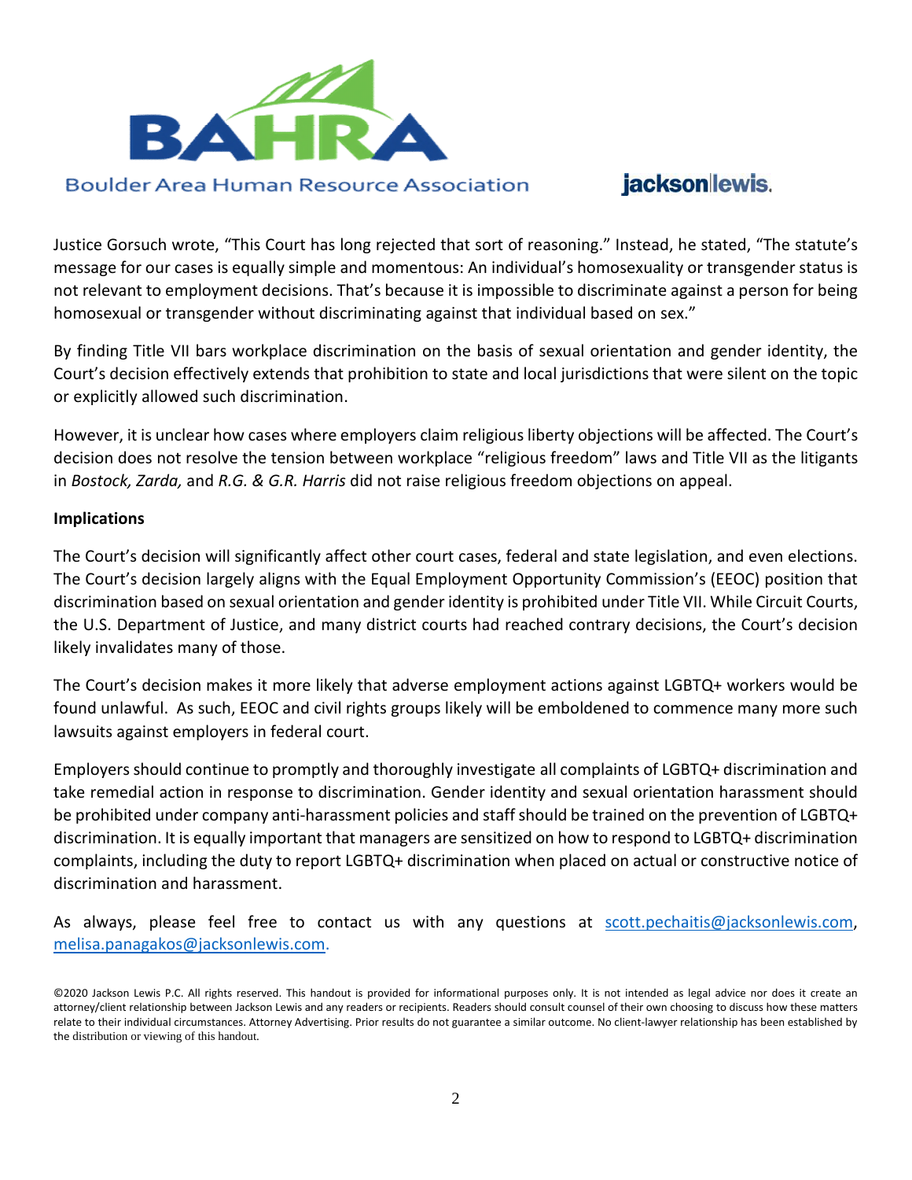Justice Gorsuch wrote, "This Court has long rejected that sort of reasoning." Instead, he stated, "The statute's message for our cases is equally simple and momentous: An individual's homosexuality or transgender status is not relevant to employment decisions. That's because it is impossible to discriminate against a person for being homosexual or transgender without discriminating against that individual based on sex."

By finding Title VII bars workplace discrimination on the basis of sexual orientation and gender identity, the Court's decision effectively extends that prohibition to state and local jurisdictions that were silent on the topic or explicitly allowed such discrimination.

However, it is unclear how cases where employers claim religious liberty objections will be affected. The Court's decision does not resolve the tension between workplace "religious freedom" laws and Title VII as the litigants in *Bostock, Zarda,* and *R.G. & G.R. Harris* did not raise religious freedom objections on appeal.

**Implications**

The Court's decision will significantly affect other court cases, federal and state legislation, and even elections. The Court's decision largely aligns with the Equal Employment Opportunity Commission's (EEOC) position that discrimination based on sexual orientation and gender identity is prohibited under Title VII. While Circuit Courts, the U.S. Department of Justice, and many district courts had reached contrary decisions, the Court's decision likely invalidates many of those.

The Court's decision makes it more likely that adverse employment actions against LGBTQ+ workers would be found unlawful. As such, EEOC and civil rights groups likely will be emboldened to commence many more such lawsuits against employers in federal court.

Employers should continue to promptly and thoroughly investigate all complaints of LGBTQ+ discrimination and take remedial action in response to discrimination. Gender identity and sexual orientation harassment should be prohibited under company anti-harassment policies and staff should be trained on the prevention of LGBTQ+ discrimination. It is equally important that managers are sensitized on how to respond to LGBTQ+ discrimination complaints, including the duty to report LGBTQ+ discrimination when placed on actual or constructive notice of discrimination and harassment.

As always, please feel free to contact us with any questions at scott.pechaitis@jacksonlewis.com, melisa.panagakos@jacksonlewis.com.

©2020 Jackson Lewis P.C. All rights reserved. This handout is provided for informational purposes only. It is not intended as legal advice nor does it create an attorney/client relationship between Jackson Lewis and any readers or recipients. Readers should consult counsel of their own choosing to discuss how these matters relate to their individual circumstances. Attorney Advertising. Prior results do not guarantee a similar outcome. No client-lawyer relationship has been established by the distribution or viewing of this handout.